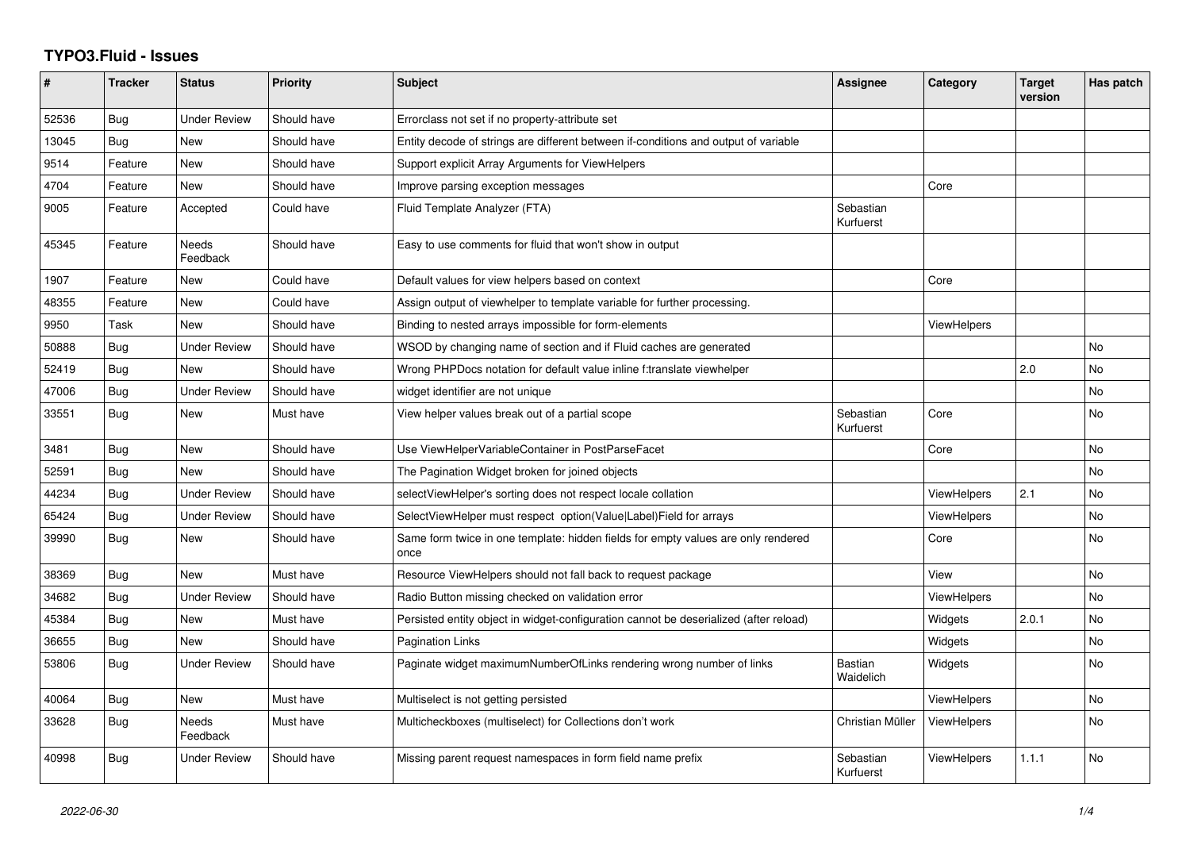# TYPO3.Fluid - Issues

| # | Tracker | Status | Priority | Subject | Assignee | Category | Target version | Has patch |
|---|---|---|---|---|---|---|---|---|
| 52536 | Bug | Under Review | Should have | Errorclass not set if no property-attribute set | | | | |
| 13045 | Bug | New | Should have | Entity decode of strings are different between if-conditions and output of variable | | | | |
| 9514 | Feature | New | Should have | Support explicit Array Arguments for ViewHelpers | | | | |
| 4704 | Feature | New | Should have | Improve parsing exception messages | | Core | | |
| 9005 | Feature | Accepted | Could have | Fluid Template Analyzer (FTA) | Sebastian Kurfuerst | | | |
| 45345 | Feature | Needs Feedback | Should have | Easy to use comments for fluid that won't show in output | | | | |
| 1907 | Feature | New | Could have | Default values for view helpers based on context | | Core | | |
| 48355 | Feature | New | Could have | Assign output of viewhelper to template variable for further processing. | | | | |
| 9950 | Task | New | Should have | Binding to nested arrays impossible for form-elements | | ViewHelpers | | |
| 50888 | Bug | Under Review | Should have | WSOD by changing name of section and if Fluid caches are generated | | | | No |
| 52419 | Bug | New | Should have | Wrong PHPDocs notation for default value inline f:translate viewhelper | | | 2.0 | No |
| 47006 | Bug | Under Review | Should have | widget identifier are not unique | | | | No |
| 33551 | Bug | New | Must have | View helper values break out of a partial scope | Sebastian Kurfuerst | Core | | No |
| 3481 | Bug | New | Should have | Use ViewHelperVariableContainer in PostParseFacet | | Core | | No |
| 52591 | Bug | New | Should have | The Pagination Widget broken for joined objects | | | | No |
| 44234 | Bug | Under Review | Should have | selectViewHelper's sorting does not respect locale collation | | ViewHelpers | 2.1 | No |
| 65424 | Bug | Under Review | Should have | SelectViewHelper must respect option(Value\|Label)Field for arrays | | ViewHelpers | | No |
| 39990 | Bug | New | Should have | Same form twice in one template: hidden fields for empty values are only rendered once | | Core | | No |
| 38369 | Bug | New | Must have | Resource ViewHelpers should not fall back to request package | | View | | No |
| 34682 | Bug | Under Review | Should have | Radio Button missing checked on validation error | | ViewHelpers | | No |
| 45384 | Bug | New | Must have | Persisted entity object in widget-configuration cannot be deserialized (after reload) | | Widgets | 2.0.1 | No |
| 36655 | Bug | New | Should have | Pagination Links | | Widgets | | No |
| 53806 | Bug | Under Review | Should have | Paginate widget maximumNumberOfLinks rendering wrong number of links | Bastian Waidelich | Widgets | | No |
| 40064 | Bug | New | Must have | Multiselect is not getting persisted | | ViewHelpers | | No |
| 33628 | Bug | Needs Feedback | Must have | Multicheckboxes (multiselect) for Collections don't work | Christian Müller | ViewHelpers | | No |
| 40998 | Bug | Under Review | Should have | Missing parent request namespaces in form field name prefix | Sebastian Kurfuerst | ViewHelpers | 1.1.1 | No |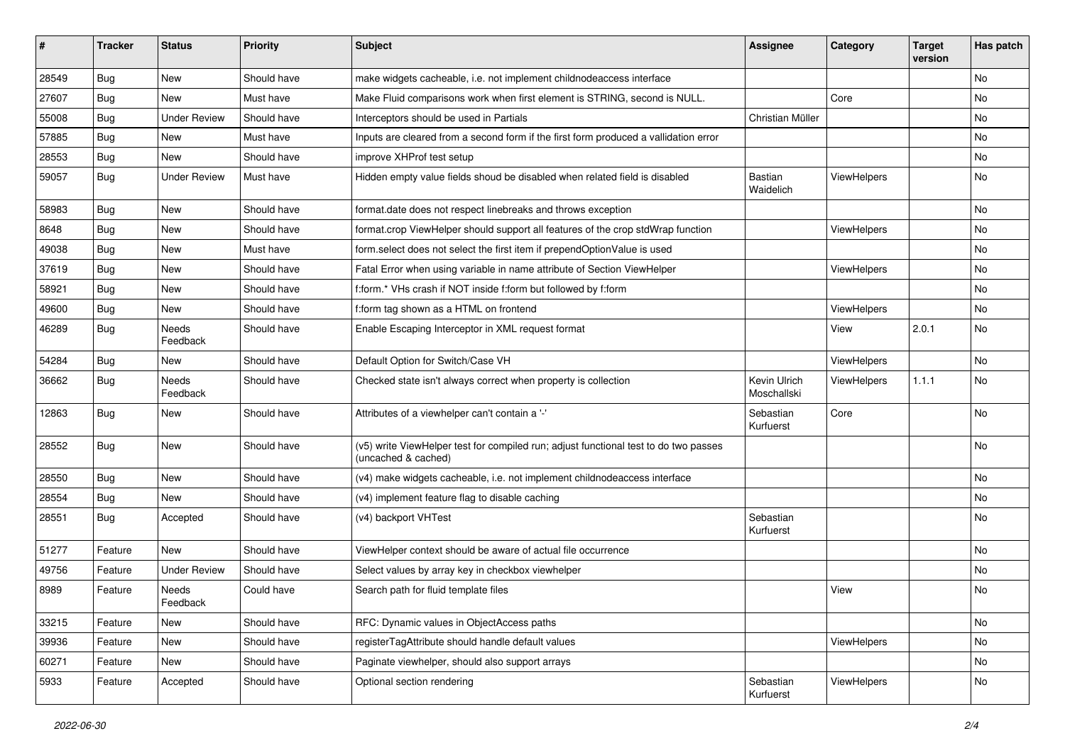| # | Tracker | Status | Priority | Subject | Assignee | Category | Target version | Has patch |
|---|---|---|---|---|---|---|---|---|
| 28549 | Bug | New | Should have | make widgets cacheable, i.e. not implement childnodeaccess interface | | | | No |
| 27607 | Bug | New | Must have | Make Fluid comparisons work when first element is STRING, second is NULL. | | Core | | No |
| 55008 | Bug | Under Review | Should have | Interceptors should be used in Partials | Christian Müller | | | No |
| 57885 | Bug | New | Must have | Inputs are cleared from a second form if the first form produced a vallidation error | | | | No |
| 28553 | Bug | New | Should have | improve XHProf test setup | | | | No |
| 59057 | Bug | Under Review | Must have | Hidden empty value fields shoud be disabled when related field is disabled | Bastian Waidelich | ViewHelpers | | No |
| 58983 | Bug | New | Should have | format.date does not respect linebreaks and throws exception | | | | No |
| 8648 | Bug | New | Should have | format.crop ViewHelper should support all features of the crop stdWrap function | | ViewHelpers | | No |
| 49038 | Bug | New | Must have | form.select does not select the first item if prependOptionValue is used | | | | No |
| 37619 | Bug | New | Should have | Fatal Error when using variable in name attribute of Section ViewHelper | | ViewHelpers | | No |
| 58921 | Bug | New | Should have | f:form.* VHs crash if NOT inside f:form but followed by f:form | | | | No |
| 49600 | Bug | New | Should have | f:form tag shown as a HTML on frontend | | ViewHelpers | | No |
| 46289 | Bug | Needs Feedback | Should have | Enable Escaping Interceptor in XML request format | | View | 2.0.1 | No |
| 54284 | Bug | New | Should have | Default Option for Switch/Case VH | | ViewHelpers | | No |
| 36662 | Bug | Needs Feedback | Should have | Checked state isn't always correct when property is collection | Kevin Ulrich Moschallski | ViewHelpers | 1.1.1 | No |
| 12863 | Bug | New | Should have | Attributes of a viewhelper can't contain a '-' | Sebastian Kurfuerst | Core | | No |
| 28552 | Bug | New | Should have | (v5) write ViewHelper test for compiled run; adjust functional test to do two passes (uncached & cached) | | | | No |
| 28550 | Bug | New | Should have | (v4) make widgets cacheable, i.e. not implement childnodeaccess interface | | | | No |
| 28554 | Bug | New | Should have | (v4) implement feature flag to disable caching | | | | No |
| 28551 | Bug | Accepted | Should have | (v4) backport VHTest | Sebastian Kurfuerst | | | No |
| 51277 | Feature | New | Should have | ViewHelper context should be aware of actual file occurrence | | | | No |
| 49756 | Feature | Under Review | Should have | Select values by array key in checkbox viewhelper | | | | No |
| 8989 | Feature | Needs Feedback | Could have | Search path for fluid template files | | View | | No |
| 33215 | Feature | New | Should have | RFC: Dynamic values in ObjectAccess paths | | | | No |
| 39936 | Feature | New | Should have | registerTagAttribute should handle default values | | ViewHelpers | | No |
| 60271 | Feature | New | Should have | Paginate viewhelper, should also support arrays | | | | No |
| 5933 | Feature | Accepted | Should have | Optional section rendering | Sebastian Kurfuerst | ViewHelpers | | No |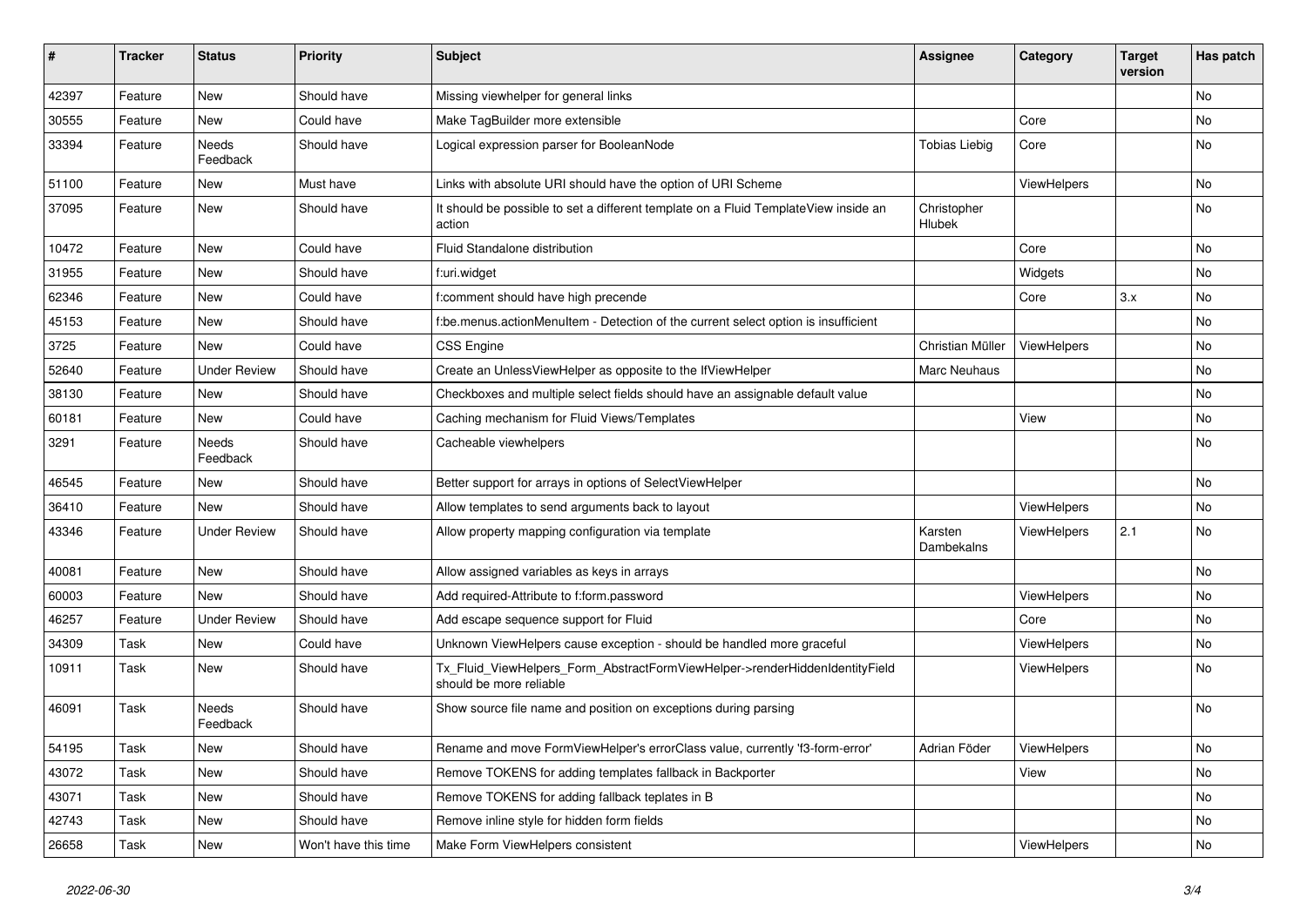| # | Tracker | Status | Priority | Subject | Assignee | Category | Target version | Has patch |
| --- | --- | --- | --- | --- | --- | --- | --- | --- |
| 42397 | Feature | New | Should have | Missing viewhelper for general links | | | | No |
| 30555 | Feature | New | Could have | Make TagBuilder more extensible | | Core | | No |
| 33394 | Feature | Needs Feedback | Should have | Logical expression parser for BooleanNode | Tobias Liebig | Core | | No |
| 51100 | Feature | New | Must have | Links with absolute URI should have the option of URI Scheme | | ViewHelpers | | No |
| 37095 | Feature | New | Should have | It should be possible to set a different template on a Fluid TemplateView inside an action | Christopher Hlubek | | | No |
| 10472 | Feature | New | Could have | Fluid Standalone distribution | | Core | | No |
| 31955 | Feature | New | Should have | f:uri.widget | | Widgets | | No |
| 62346 | Feature | New | Could have | f:comment should have high precende | | Core | 3.x | No |
| 45153 | Feature | New | Should have | f:be.menus.actionMenuItem - Detection of the current select option is insufficient | | | | No |
| 3725 | Feature | New | Could have | CSS Engine | Christian Müller | ViewHelpers | | No |
| 52640 | Feature | Under Review | Should have | Create an UnlessViewHelper as opposite to the IfViewHelper | Marc Neuhaus | | | No |
| 38130 | Feature | New | Should have | Checkboxes and multiple select fields should have an assignable default value | | | | No |
| 60181 | Feature | New | Could have | Caching mechanism for Fluid Views/Templates | | View | | No |
| 3291 | Feature | Needs Feedback | Should have | Cacheable viewhelpers | | | | No |
| 46545 | Feature | New | Should have | Better support for arrays in options of SelectViewHelper | | | | No |
| 36410 | Feature | New | Should have | Allow templates to send arguments back to layout | | ViewHelpers | | No |
| 43346 | Feature | Under Review | Should have | Allow property mapping configuration via template | Karsten Dambekalns | ViewHelpers | 2.1 | No |
| 40081 | Feature | New | Should have | Allow assigned variables as keys in arrays | | | | No |
| 60003 | Feature | New | Should have | Add required-Attribute to f:form.password | | ViewHelpers | | No |
| 46257 | Feature | Under Review | Should have | Add escape sequence support for Fluid | | Core | | No |
| 34309 | Task | New | Could have | Unknown ViewHelpers cause exception - should be handled more graceful | | ViewHelpers | | No |
| 10911 | Task | New | Should have | Tx_Fluid_ViewHelpers_Form_AbstractFormViewHelper->renderHiddenIdentityField should be more reliable | | ViewHelpers | | No |
| 46091 | Task | Needs Feedback | Should have | Show source file name and position on exceptions during parsing | | | | No |
| 54195 | Task | New | Should have | Rename and move FormViewHelper's errorClass value, currently 'f3-form-error' | Adrian Föder | ViewHelpers | | No |
| 43072 | Task | New | Should have | Remove TOKENS for adding templates fallback in Backporter | | View | | No |
| 43071 | Task | New | Should have | Remove TOKENS for adding fallback teplates in B | | | | No |
| 42743 | Task | New | Should have | Remove inline style for hidden form fields | | | | No |
| 26658 | Task | New | Won't have this time | Make Form ViewHelpers consistent | | ViewHelpers | | No |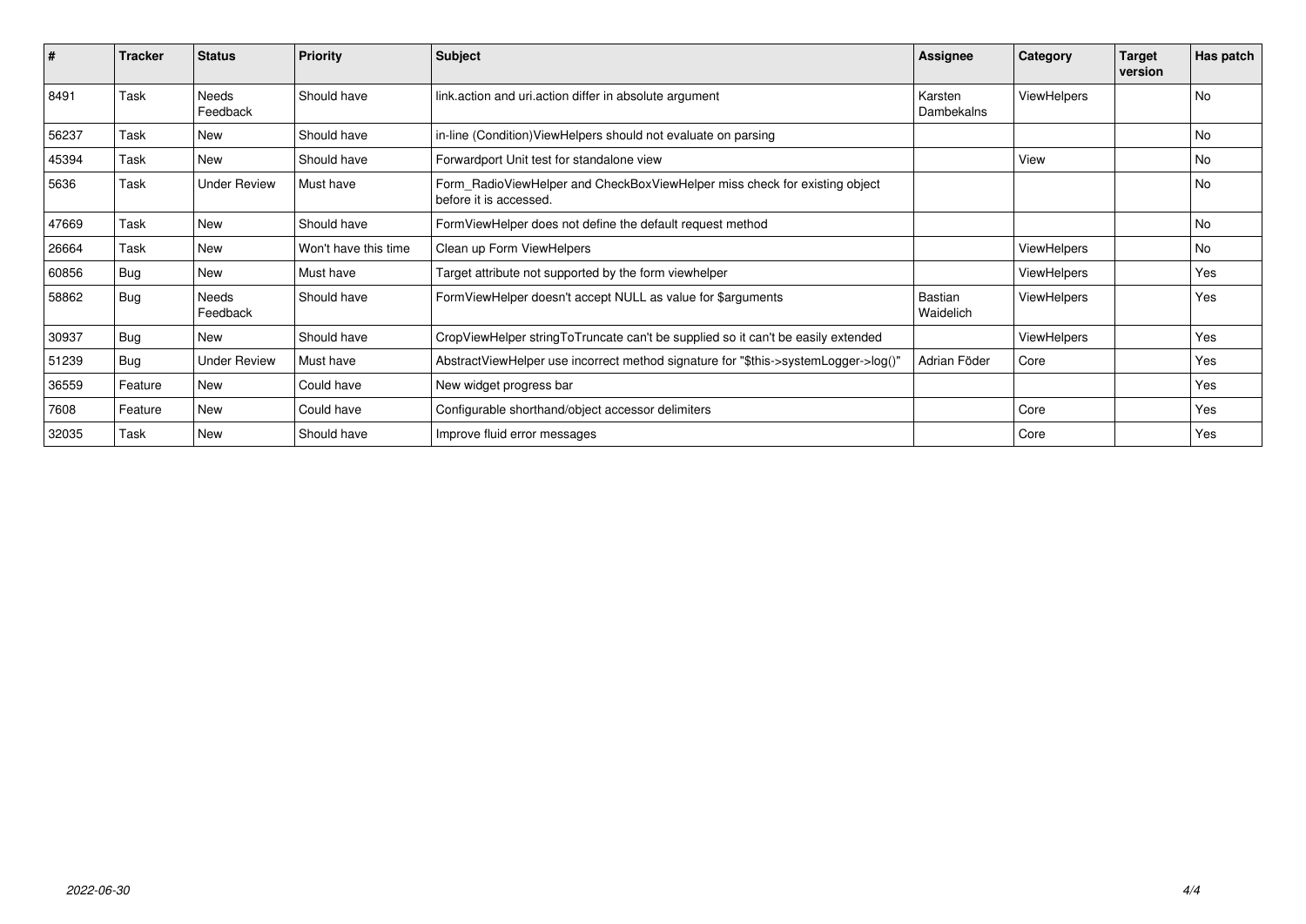| # | Tracker | Status | Priority | Subject | Assignee | Category | Target version | Has patch |
|---|---|---|---|---|---|---|---|---|
| 8491 | Task | Needs Feedback | Should have | link.action and uri.action differ in absolute argument | Karsten Dambekalns | ViewHelpers | | No |
| 56237 | Task | New | Should have | in-line (Condition)ViewHelpers should not evaluate on parsing | | | | No |
| 45394 | Task | New | Should have | Forwardport Unit test for standalone view | | View | | No |
| 5636 | Task | Under Review | Must have | Form_RadioViewHelper and CheckBoxViewHelper miss check for existing object before it is accessed. | | | | No |
| 47669 | Task | New | Should have | FormViewHelper does not define the default request method | | | | No |
| 26664 | Task | New | Won't have this time | Clean up Form ViewHelpers | | ViewHelpers | | No |
| 60856 | Bug | New | Must have | Target attribute not supported by the form viewhelper | | ViewHelpers | | Yes |
| 58862 | Bug | Needs Feedback | Should have | FormViewHelper doesn't accept NULL as value for $arguments | Bastian Waidelich | ViewHelpers | | Yes |
| 30937 | Bug | New | Should have | CropViewHelper stringToTruncate can't be supplied so it can't be easily extended | | ViewHelpers | | Yes |
| 51239 | Bug | Under Review | Must have | AbstractViewHelper use incorrect method signature for "$this->systemLogger->log()" | Adrian Föder | Core | | Yes |
| 36559 | Feature | New | Could have | New widget progress bar | | | | Yes |
| 7608 | Feature | New | Could have | Configurable shorthand/object accessor delimiters | | Core | | Yes |
| 32035 | Task | New | Should have | Improve fluid error messages | | Core | | Yes |